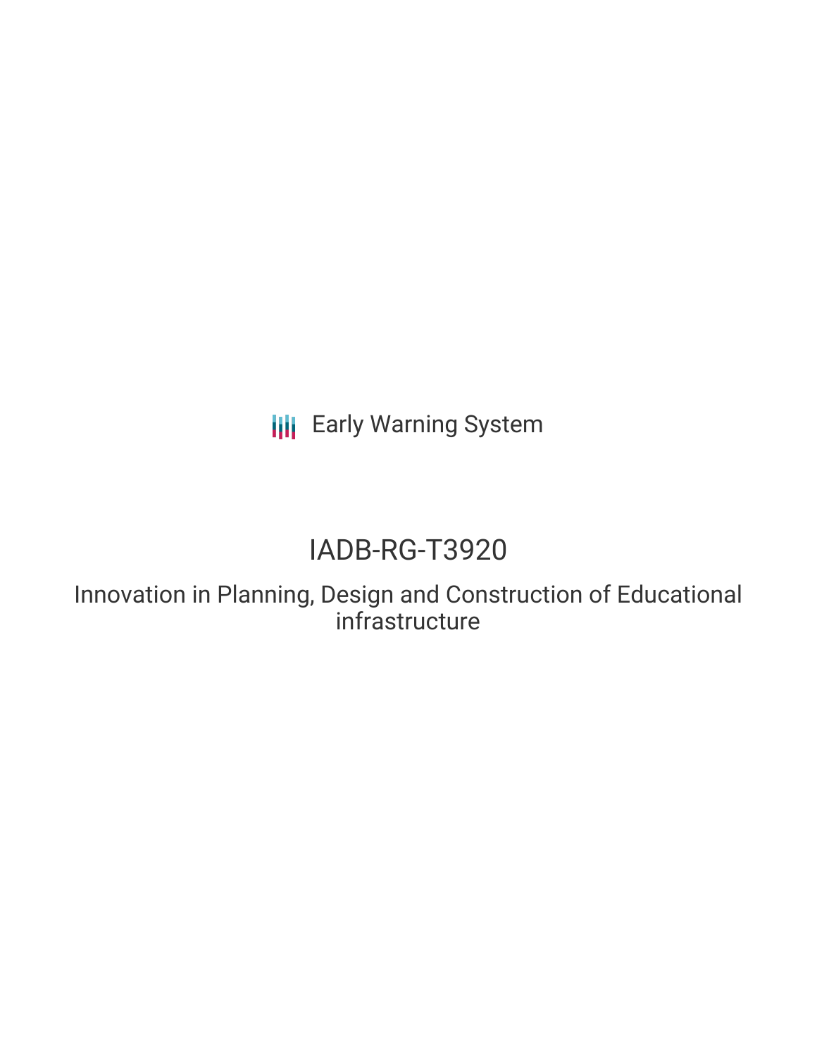Early Warning System

# IADB-RG-T3920

## Innovation in Planning, Design and Construction of Educational infrastructure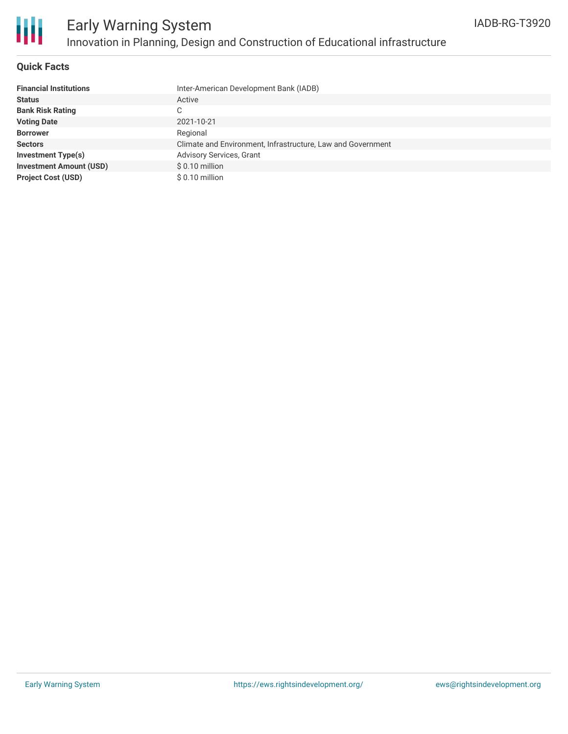# Early Warning System

## Innovation in Planning, Design and Construction of Educational infrastructure

IADB-RG-T3920

### Quick Facts

| | |
|---|---|
| **Financial Institutions** | Inter-American Development Bank (IADB) |
| **Status** | Active |
| **Bank Risk Rating** | C |
| **Voting Date** | 2021-10-21 |
| **Borrower** | Regional |
| **Sectors** | Climate and Environment, Infrastructure, Law and Government |
| **Investment Type(s)** | Advisory Services, Grant |
| **Investment Amount (USD)** | $ 0.10 million |
| **Project Cost (USD)** | $ 0.10 million |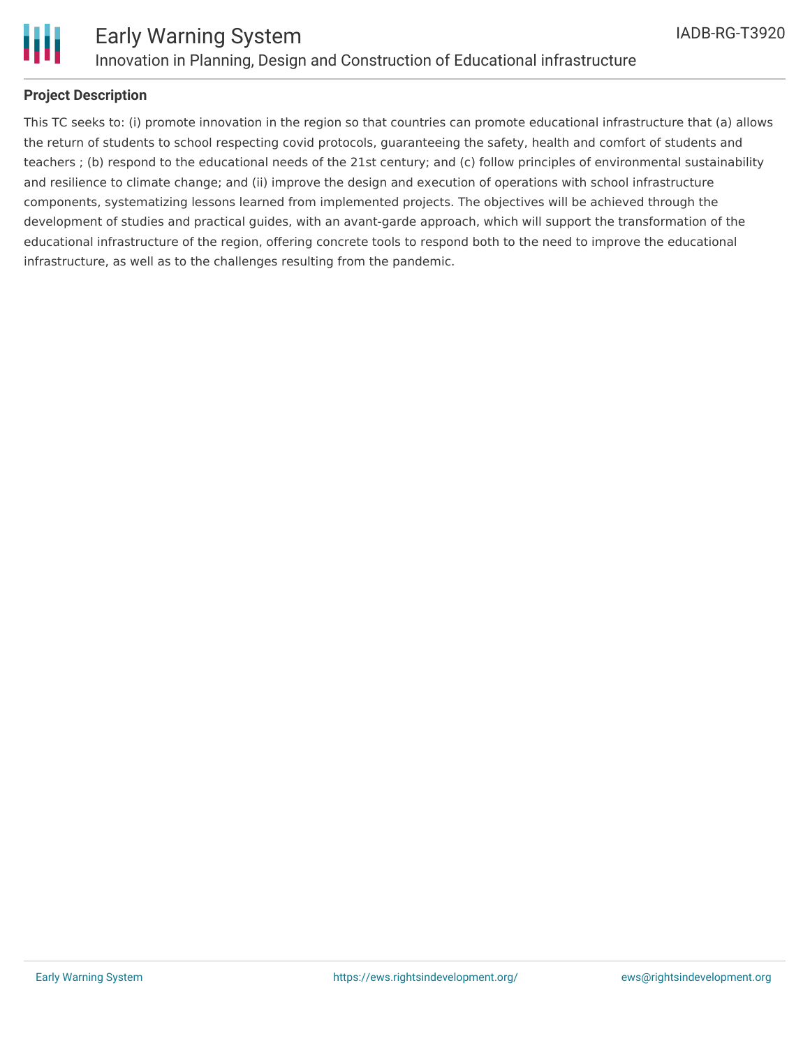## Project Description

This TC seeks to: (i) promote innovation in the region so that countries can promote educational infrastructure that (a) allows the return of students to school respecting covid protocols, guaranteeing the safety, health and comfort of students and teachers ; (b) respond to the educational needs of the 21st century; and (c) follow principles of environmental sustainability and resilience to climate change; and (ii) improve the design and execution of operations with school infrastructure components, systematizing lessons learned from implemented projects. The objectives will be achieved through the development of studies and practical guides, with an avant-garde approach, which will support the transformation of the educational infrastructure of the region, offering concrete tools to respond both to the need to improve the educational infrastructure, as well as to the challenges resulting from the pandemic.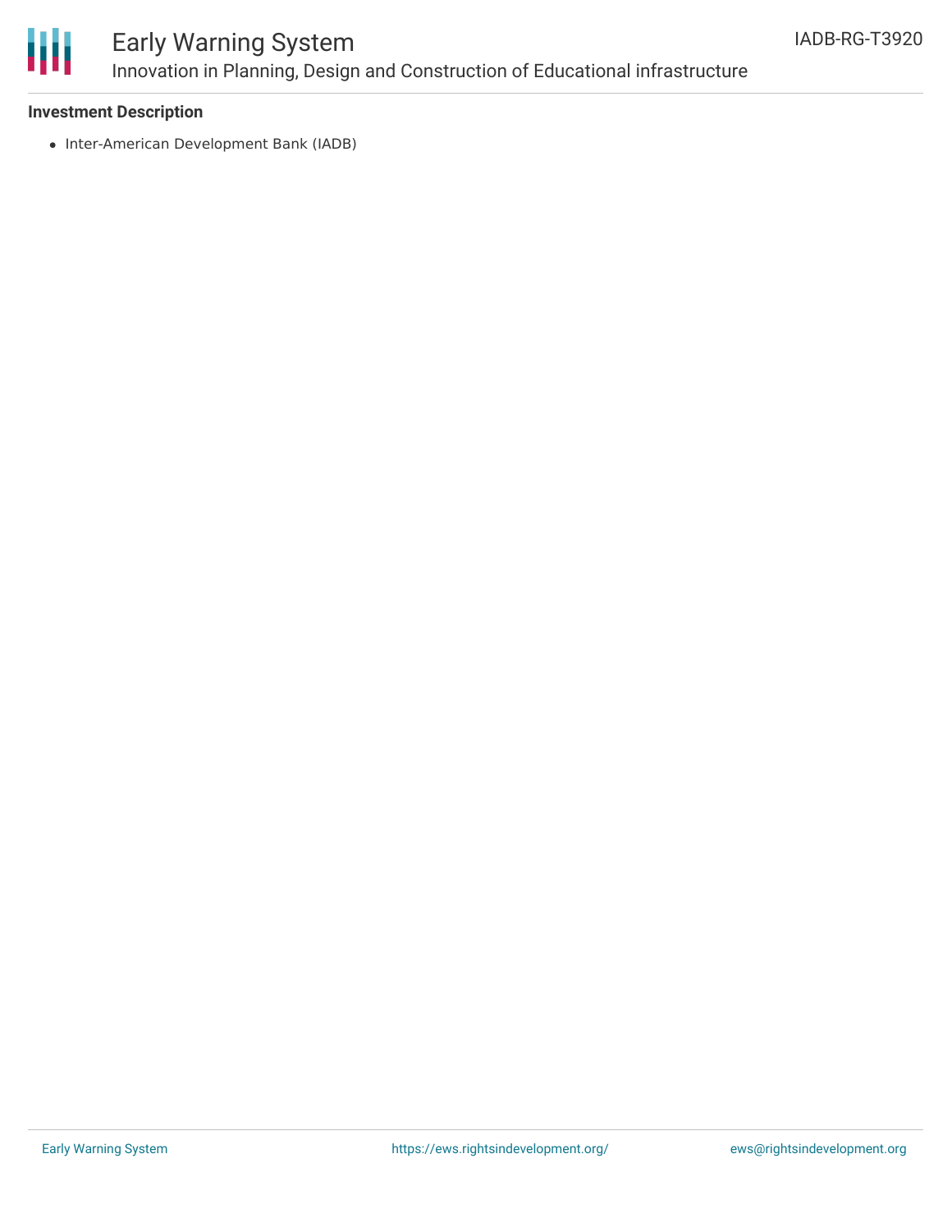### Investment Description

- Inter-American Development Bank (IADB)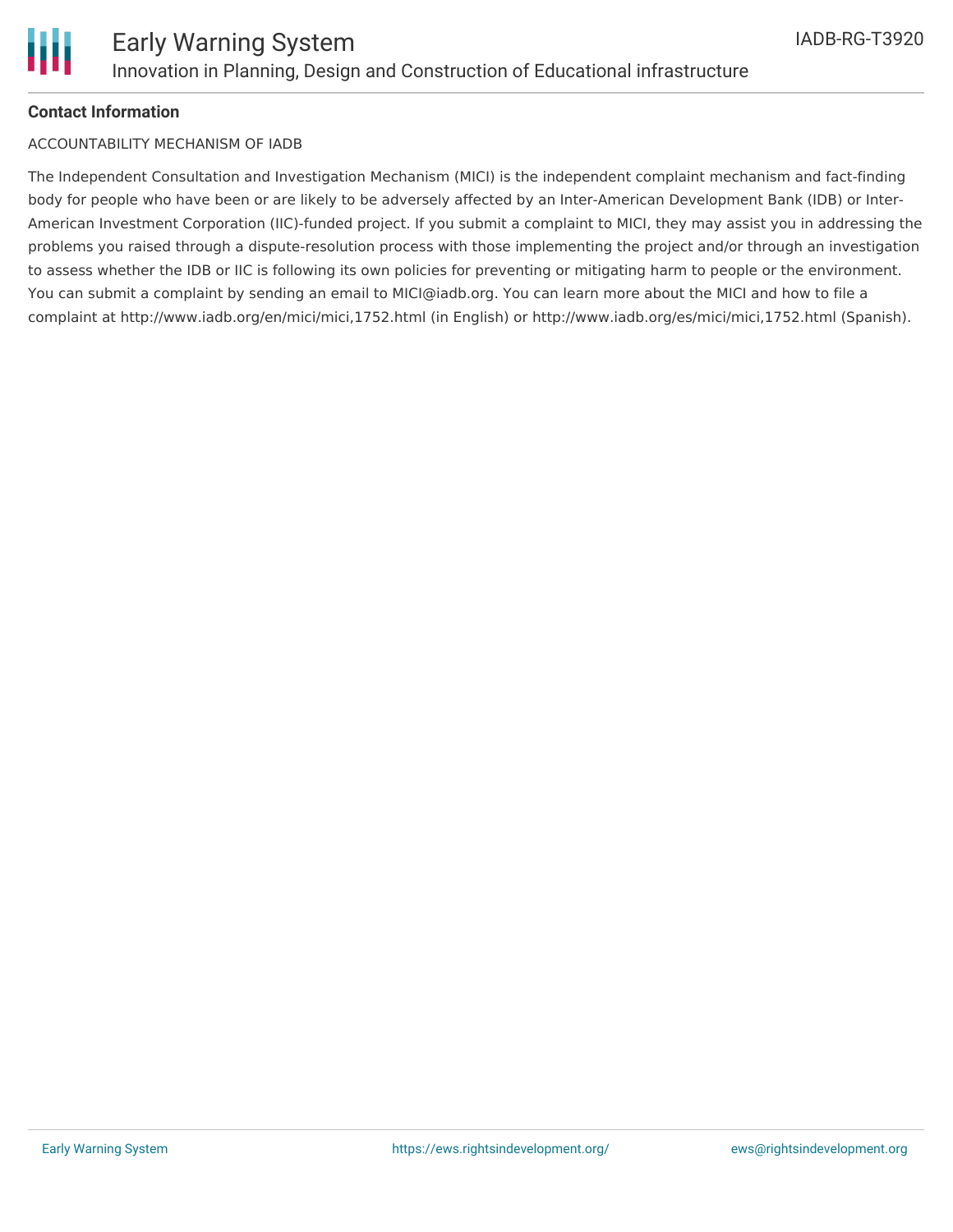**Contact Information**

ACCOUNTABILITY MECHANISM OF IADB

The Independent Consultation and Investigation Mechanism (MICI) is the independent complaint mechanism and fact-finding body for people who have been or are likely to be adversely affected by an Inter-American Development Bank (IDB) or Inter-American Investment Corporation (IIC)-funded project. If you submit a complaint to MICI, they may assist you in addressing the problems you raised through a dispute-resolution process with those implementing the project and/or through an investigation to assess whether the IDB or IIC is following its own policies for preventing or mitigating harm to people or the environment. You can submit a complaint by sending an email to MICI@iadb.org. You can learn more about the MICI and how to file a complaint at http://www.iadb.org/en/mici/mici,1752.html (in English) or http://www.iadb.org/es/mici/mici,1752.html (Spanish).